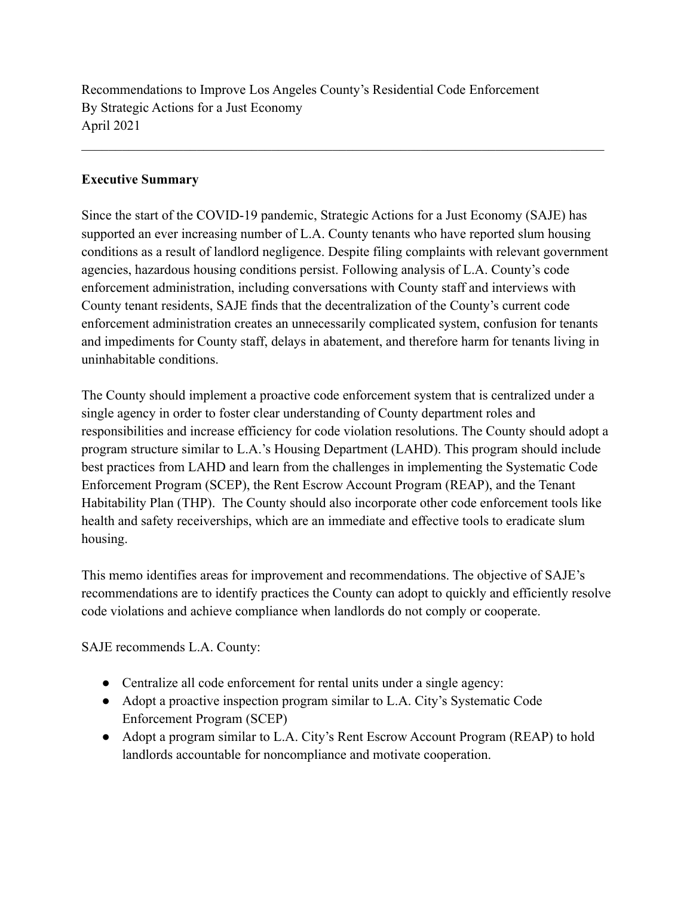Recommendations to Improve Los Angeles County's Residential Code Enforcement
By Strategic Actions for a Just Economy
April 2021

---

**Executive Summary**

Since the start of the COVID-19 pandemic, Strategic Actions for a Just Economy (SAJE) has supported an ever increasing number of L.A. County tenants who have reported slum housing conditions as a result of landlord negligence. Despite filing complaints with relevant government agencies, hazardous housing conditions persist. Following analysis of L.A. County's code enforcement administration, including conversations with County staff and interviews with County tenant residents, SAJE finds that the decentralization of the County's current code enforcement administration creates an unnecessarily complicated system, confusion for tenants and impediments for County staff, delays in abatement, and therefore harm for tenants living in uninhabitable conditions.

The County should implement a proactive code enforcement system that is centralized under a single agency in order to foster clear understanding of County department roles and responsibilities and increase efficiency for code violation resolutions. The County should adopt a program structure similar to L.A.'s Housing Department (LAHD). This program should include best practices from LAHD and learn from the challenges in implementing the Systematic Code Enforcement Program (SCEP), the Rent Escrow Account Program (REAP), and the Tenant Habitability Plan (THP). The County should also incorporate other code enforcement tools like health and safety receiverships, which are an immediate and effective tools to eradicate slum housing.

This memo identifies areas for improvement and recommendations. The objective of SAJE's recommendations are to identify practices the County can adopt to quickly and efficiently resolve code violations and achieve compliance when landlords do not comply or cooperate.

SAJE recommends L.A. County:

- Centralize all code enforcement for rental units under a single agency:
- Adopt a proactive inspection program similar to L.A. City's Systematic Code Enforcement Program (SCEP)
- Adopt a program similar to L.A. City's Rent Escrow Account Program (REAP) to hold landlords accountable for noncompliance and motivate cooperation.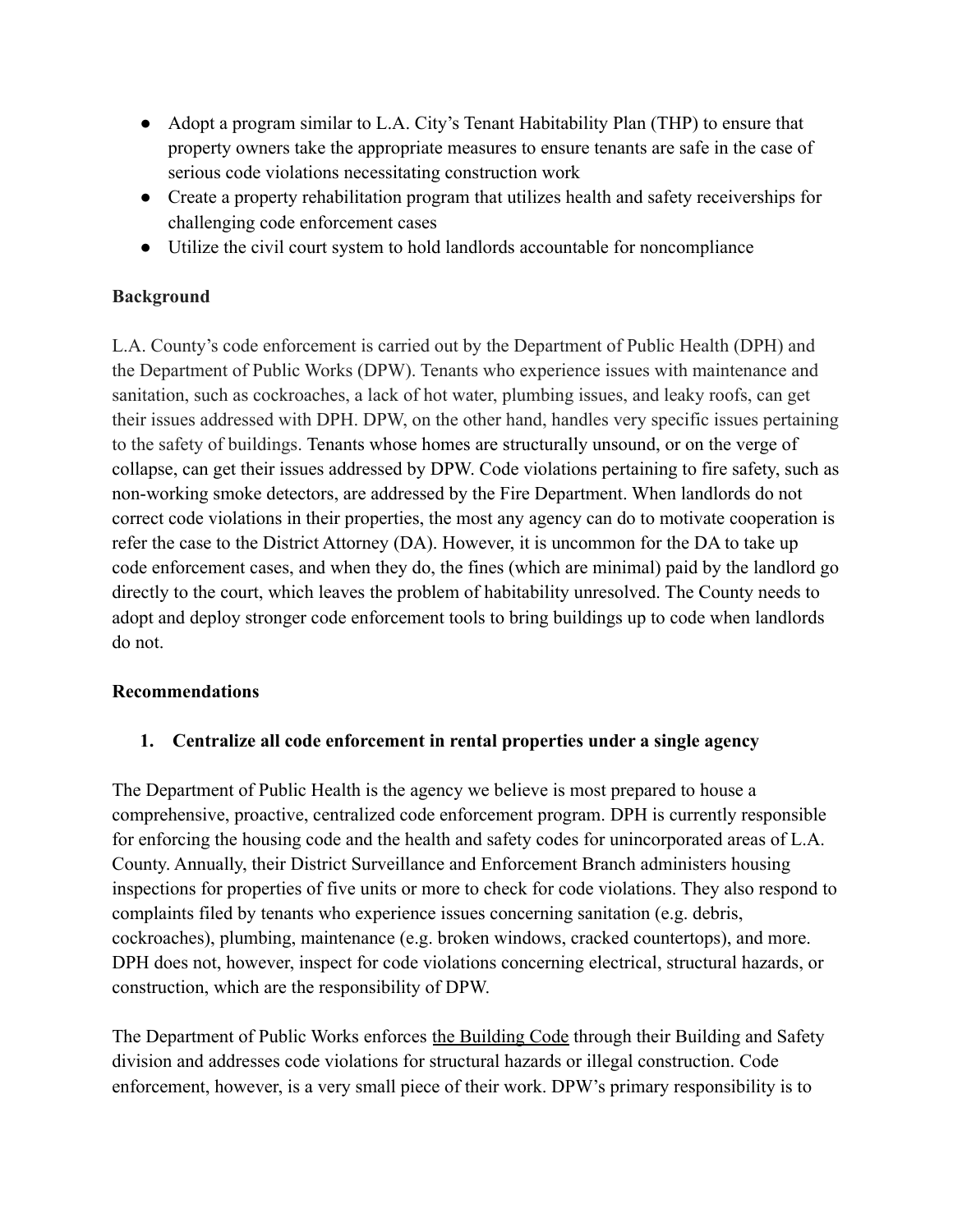- Adopt a program similar to L.A. City's Tenant Habitability Plan (THP) to ensure that property owners take the appropriate measures to ensure tenants are safe in the case of serious code violations necessitating construction work
- Create a property rehabilitation program that utilizes health and safety receiverships for challenging code enforcement cases
- Utilize the civil court system to hold landlords accountable for noncompliance

**Background**

L.A. County's code enforcement is carried out by the Department of Public Health (DPH) and the Department of Public Works (DPW). Tenants who experience issues with maintenance and sanitation, such as cockroaches, a lack of hot water, plumbing issues, and leaky roofs, can get their issues addressed with DPH. DPW, on the other hand, handles very specific issues pertaining to the safety of buildings. Tenants whose homes are structurally unsound, or on the verge of collapse, can get their issues addressed by DPW. Code violations pertaining to fire safety, such as non-working smoke detectors, are addressed by the Fire Department. When landlords do not correct code violations in their properties, the most any agency can do to motivate cooperation is refer the case to the District Attorney (DA). However, it is uncommon for the DA to take up code enforcement cases, and when they do, the fines (which are minimal) paid by the landlord go directly to the court, which leaves the problem of habitability unresolved. The County needs to adopt and deploy stronger code enforcement tools to bring buildings up to code when landlords do not.

**Recommendations**

1. **Centralize all code enforcement in rental properties under a single agency**

The Department of Public Health is the agency we believe is most prepared to house a comprehensive, proactive, centralized code enforcement program. DPH is currently responsible for enforcing the housing code and the health and safety codes for unincorporated areas of L.A. County. Annually, their District Surveillance and Enforcement Branch administers housing inspections for properties of five units or more to check for code violations. They also respond to complaints filed by tenants who experience issues concerning sanitation (e.g. debris, cockroaches), plumbing, maintenance (e.g. broken windows, cracked countertops), and more. DPH does not, however, inspect for code violations concerning electrical, structural hazards, or construction, which are the responsibility of DPW.

The Department of Public Works enforces the Building Code through their Building and Safety division and addresses code violations for structural hazards or illegal construction. Code enforcement, however, is a very small piece of their work. DPW's primary responsibility is to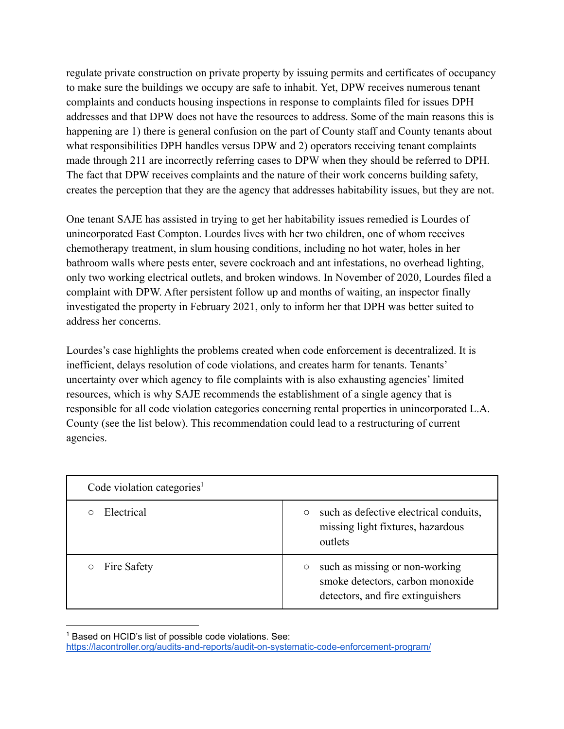regulate private construction on private property by issuing permits and certificates of occupancy to make sure the buildings we occupy are safe to inhabit. Yet, DPW receives numerous tenant complaints and conducts housing inspections in response to complaints filed for issues DPH addresses and that DPW does not have the resources to address. Some of the main reasons this is happening are 1) there is general confusion on the part of County staff and County tenants about what responsibilities DPH handles versus DPW and 2) operators receiving tenant complaints made through 211 are incorrectly referring cases to DPW when they should be referred to DPH. The fact that DPW receives complaints and the nature of their work concerns building safety, creates the perception that they are the agency that addresses habitability issues, but they are not.

One tenant SAJE has assisted in trying to get her habitability issues remedied is Lourdes of unincorporated East Compton. Lourdes lives with her two children, one of whom receives chemotherapy treatment, in slum housing conditions, including no hot water, holes in her bathroom walls where pests enter, severe cockroach and ant infestations, no overhead lighting, only two working electrical outlets, and broken windows. In November of 2020, Lourdes filed a complaint with DPW. After persistent follow up and months of waiting, an inspector finally investigated the property in February 2021, only to inform her that DPH was better suited to address her concerns.

Lourdes's case highlights the problems created when code enforcement is decentralized. It is inefficient, delays resolution of code violations, and creates harm for tenants. Tenants' uncertainty over which agency to file complaints with is also exhausting agencies' limited resources, which is why SAJE recommends the establishment of a single agency that is responsible for all code violation categories concerning rental properties in unincorporated L.A. County (see the list below). This recommendation could lead to a restructuring of current agencies.

| Code violation categories[1] | |
|---|---|
| ○ Electrical | ○ such as defective electrical conduits, missing light fixtures, hazardous outlets |
| ○ Fire Safety | ○ such as missing or non-working smoke detectors, carbon monoxide detectors, and fire extinguishers |

[1] Based on HCID's list of possible code violations. See: https://lacontroller.org/audits-and-reports/audit-on-systematic-code-enforcement-program/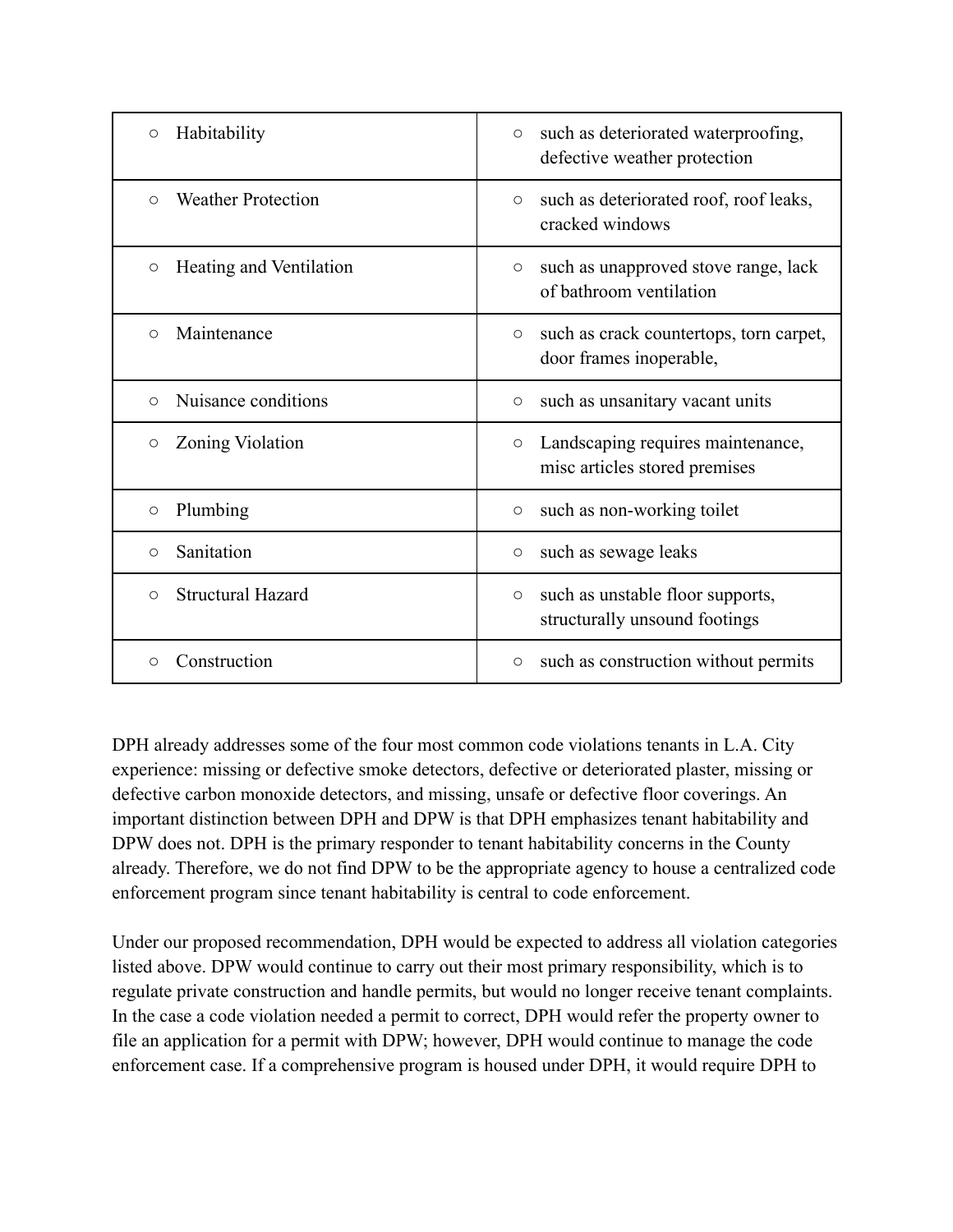| ○ Habitability | ○ such as deteriorated waterproofing, defective weather protection |
|---|---|
| ○ Weather Protection | ○ such as deteriorated roof, roof leaks, cracked windows |
| ○ Heating and Ventilation | ○ such as unapproved stove range, lack of bathroom ventilation |
| ○ Maintenance | ○ such as crack countertops, torn carpet, door frames inoperable, |
| ○ Nuisance conditions | ○ such as unsanitary vacant units |
| ○ Zoning Violation | ○ Landscaping requires maintenance, misc articles stored premises |
| ○ Plumbing | ○ such as non-working toilet |
| ○ Sanitation | ○ such as sewage leaks |
| ○ Structural Hazard | ○ such as unstable floor supports, structurally unsound footings |
| ○ Construction | ○ such as construction without permits |

DPH already addresses some of the four most common code violations tenants in L.A. City experience: missing or defective smoke detectors, defective or deteriorated plaster, missing or defective carbon monoxide detectors, and missing, unsafe or defective floor coverings. An important distinction between DPH and DPW is that DPH emphasizes tenant habitability and DPW does not. DPH is the primary responder to tenant habitability concerns in the County already. Therefore, we do not find DPW to be the appropriate agency to house a centralized code enforcement program since tenant habitability is central to code enforcement.

Under our proposed recommendation, DPH would be expected to address all violation categories listed above. DPW would continue to carry out their most primary responsibility, which is to regulate private construction and handle permits, but would no longer receive tenant complaints. In the case a code violation needed a permit to correct, DPH would refer the property owner to file an application for a permit with DPW; however, DPH would continue to manage the code enforcement case. If a comprehensive program is housed under DPH, it would require DPH to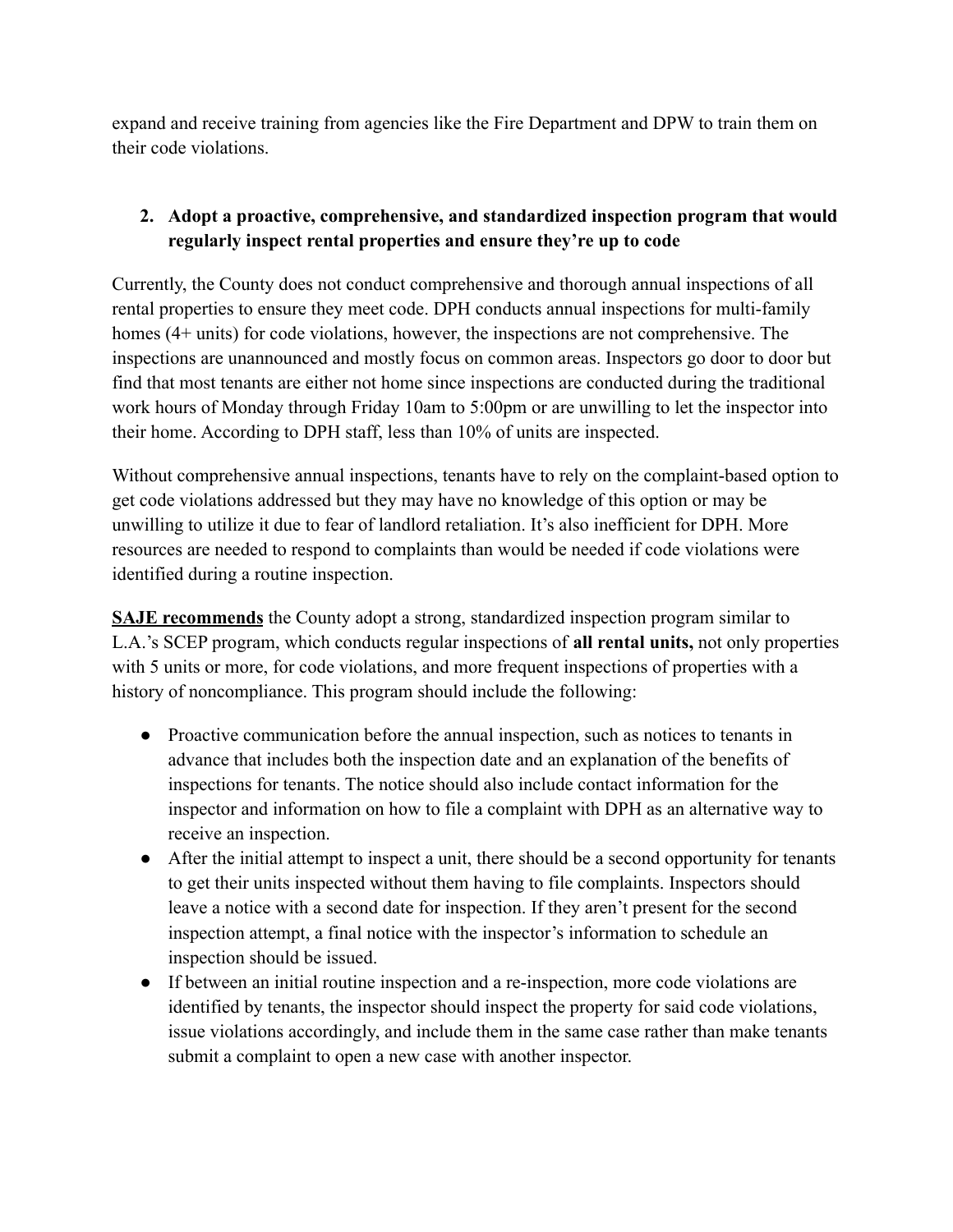expand and receive training from agencies like the Fire Department and DPW to train them on their code violations.

2. **Adopt a proactive, comprehensive, and standardized inspection program that would regularly inspect rental properties and ensure they're up to code**

Currently, the County does not conduct comprehensive and thorough annual inspections of all rental properties to ensure they meet code. DPH conducts annual inspections for multi-family homes (4+ units) for code violations, however, the inspections are not comprehensive. The inspections are unannounced and mostly focus on common areas. Inspectors go door to door but find that most tenants are either not home since inspections are conducted during the traditional work hours of Monday through Friday 10am to 5:00pm or are unwilling to let the inspector into their home. According to DPH staff, less than 10% of units are inspected.

Without comprehensive annual inspections, tenants have to rely on the complaint-based option to get code violations addressed but they may have no knowledge of this option or may be unwilling to utilize it due to fear of landlord retaliation. It's also inefficient for DPH. More resources are needed to respond to complaints than would be needed if code violations were identified during a routine inspection.

**SAJE recommends** the County adopt a strong, standardized inspection program similar to L.A.'s SCEP program, which conducts regular inspections of **all rental units,** not only properties with 5 units or more, for code violations, and more frequent inspections of properties with a history of noncompliance. This program should include the following:

- Proactive communication before the annual inspection, such as notices to tenants in advance that includes both the inspection date and an explanation of the benefits of inspections for tenants. The notice should also include contact information for the inspector and information on how to file a complaint with DPH as an alternative way to receive an inspection.
- After the initial attempt to inspect a unit, there should be a second opportunity for tenants to get their units inspected without them having to file complaints. Inspectors should leave a notice with a second date for inspection. If they aren't present for the second inspection attempt, a final notice with the inspector's information to schedule an inspection should be issued.
- If between an initial routine inspection and a re-inspection, more code violations are identified by tenants, the inspector should inspect the property for said code violations, issue violations accordingly, and include them in the same case rather than make tenants submit a complaint to open a new case with another inspector.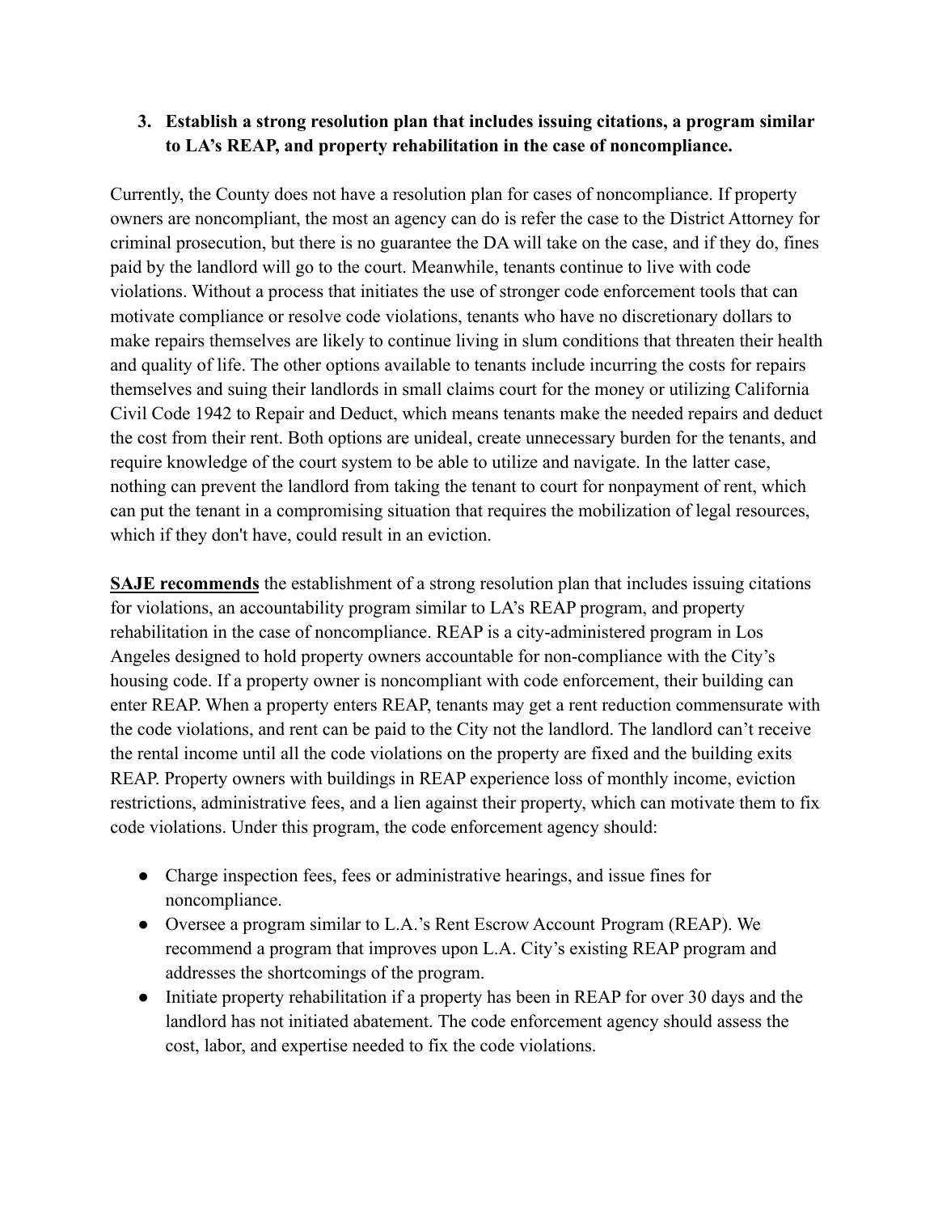3. **Establish a strong resolution plan that includes issuing citations, a program similar to LA's REAP, and property rehabilitation in the case of noncompliance.**

Currently, the County does not have a resolution plan for cases of noncompliance. If property owners are noncompliant, the most an agency can do is refer the case to the District Attorney for criminal prosecution, but there is no guarantee the DA will take on the case, and if they do, fines paid by the landlord will go to the court. Meanwhile, tenants continue to live with code violations. Without a process that initiates the use of stronger code enforcement tools that can motivate compliance or resolve code violations, tenants who have no discretionary dollars to make repairs themselves are likely to continue living in slum conditions that threaten their health and quality of life. The other options available to tenants include incurring the costs for repairs themselves and suing their landlords in small claims court for the money or utilizing California Civil Code 1942 to Repair and Deduct, which means tenants make the needed repairs and deduct the cost from their rent. Both options are unideal, create unnecessary burden for the tenants, and require knowledge of the court system to be able to utilize and navigate. In the latter case, nothing can prevent the landlord from taking the tenant to court for nonpayment of rent, which can put the tenant in a compromising situation that requires the mobilization of legal resources, which if they don't have, could result in an eviction.

**SAJE recommends** the establishment of a strong resolution plan that includes issuing citations for violations, an accountability program similar to LA's REAP program, and property rehabilitation in the case of noncompliance. REAP is a city-administered program in Los Angeles designed to hold property owners accountable for non-compliance with the City's housing code. If a property owner is noncompliant with code enforcement, their building can enter REAP. When a property enters REAP, tenants may get a rent reduction commensurate with the code violations, and rent can be paid to the City not the landlord. The landlord can't receive the rental income until all the code violations on the property are fixed and the building exits REAP. Property owners with buildings in REAP experience loss of monthly income, eviction restrictions, administrative fees, and a lien against their property, which can motivate them to fix code violations. Under this program, the code enforcement agency should:

- Charge inspection fees, fees or administrative hearings, and issue fines for noncompliance.
- Oversee a program similar to L.A.'s Rent Escrow Account Program (REAP). We recommend a program that improves upon L.A. City's existing REAP program and addresses the shortcomings of the program.
- Initiate property rehabilitation if a property has been in REAP for over 30 days and the landlord has not initiated abatement. The code enforcement agency should assess the cost, labor, and expertise needed to fix the code violations.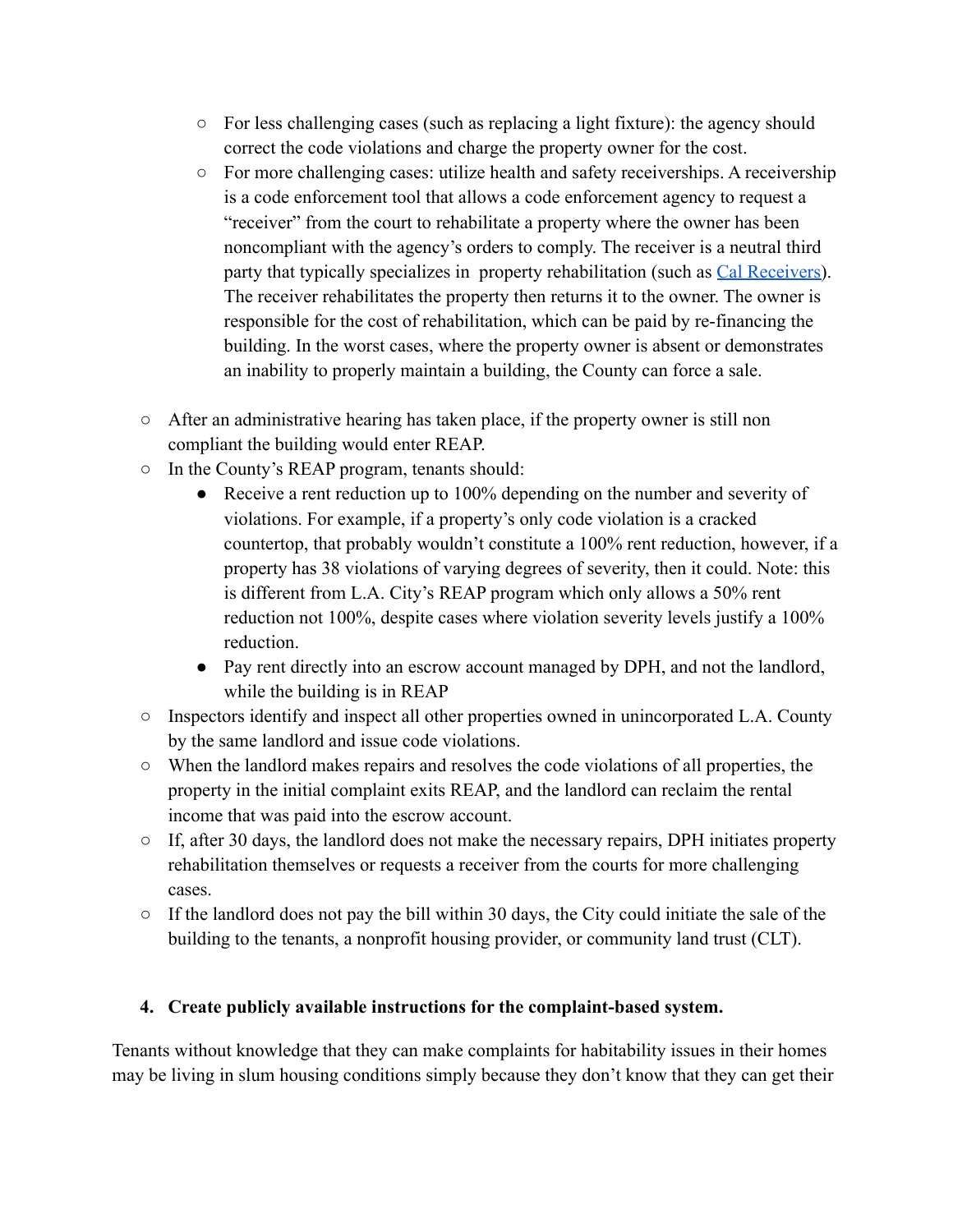- For less challenging cases (such as replacing a light fixture): the agency should correct the code violations and charge the property owner for the cost.
    - For more challenging cases: utilize health and safety receiverships. A receivership is a code enforcement tool that allows a code enforcement agency to request a "receiver" from the court to rehabilitate a property where the owner has been noncompliant with the agency's orders to comply. The receiver is a neutral third party that typically specializes in property rehabilitation (such as [Cal Receivers]). The receiver rehabilitates the property then returns it to the owner. The owner is responsible for the cost of rehabilitation, which can be paid by re-financing the building. In the worst cases, where the property owner is absent or demonstrates an inability to properly maintain a building, the County can force a sale.

- After an administrative hearing has taken place, if the property owner is still non compliant the building would enter REAP.
- In the County's REAP program, tenants should:
    - Receive a rent reduction up to 100% depending on the number and severity of violations. For example, if a property's only code violation is a cracked countertop, that probably wouldn't constitute a 100% rent reduction, however, if a property has 38 violations of varying degrees of severity, then it could. Note: this is different from L.A. City's REAP program which only allows a 50% rent reduction not 100%, despite cases where violation severity levels justify a 100% reduction.
    - Pay rent directly into an escrow account managed by DPH, and not the landlord, while the building is in REAP
- Inspectors identify and inspect all other properties owned in unincorporated L.A. County by the same landlord and issue code violations.
- When the landlord makes repairs and resolves the code violations of all properties, the property in the initial complaint exits REAP, and the landlord can reclaim the rental income that was paid into the escrow account.
- If, after 30 days, the landlord does not make the necessary repairs, DPH initiates property rehabilitation themselves or requests a receiver from the courts for more challenging cases.
- If the landlord does not pay the bill within 30 days, the City could initiate the sale of the building to the tenants, a nonprofit housing provider, or community land trust (CLT).

**4. Create publicly available instructions for the complaint-based system.**

Tenants without knowledge that they can make complaints for habitability issues in their homes may be living in slum housing conditions simply because they don't know that they can get their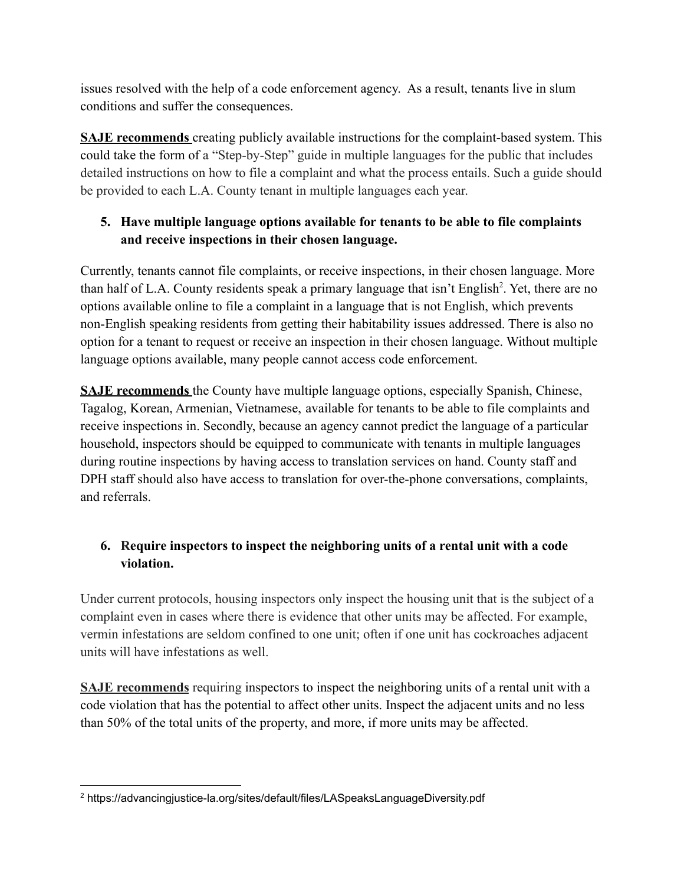issues resolved with the help of a code enforcement agency. As a result, tenants live in slum conditions and suffer the consequences.

**SAJE recommends** creating publicly available instructions for the complaint-based system. This could take the form of a "Step-by-Step" guide in multiple languages for the public that includes detailed instructions on how to file a complaint and what the process entails. Such a guide should be provided to each L.A. County tenant in multiple languages each year.

5. **Have multiple language options available for tenants to be able to file complaints and receive inspections in their chosen language.**

Currently, tenants cannot file complaints, or receive inspections, in their chosen language. More than half of L.A. County residents speak a primary language that isn't English[2]. Yet, there are no options available online to file a complaint in a language that is not English, which prevents non-English speaking residents from getting their habitability issues addressed. There is also no option for a tenant to request or receive an inspection in their chosen language. Without multiple language options available, many people cannot access code enforcement.

**SAJE recommends** the County have multiple language options, especially Spanish, Chinese, Tagalog, Korean, Armenian, Vietnamese, available for tenants to be able to file complaints and receive inspections in. Secondly, because an agency cannot predict the language of a particular household, inspectors should be equipped to communicate with tenants in multiple languages during routine inspections by having access to translation services on hand. County staff and DPH staff should also have access to translation for over-the-phone conversations, complaints, and referrals.

6. **Require inspectors to inspect the neighboring units of a rental unit with a code violation.**

Under current protocols, housing inspectors only inspect the housing unit that is the subject of a complaint even in cases where there is evidence that other units may be affected. For example, vermin infestations are seldom confined to one unit; often if one unit has cockroaches adjacent units will have infestations as well.

**SAJE recommends** requiring inspectors to inspect the neighboring units of a rental unit with a code violation that has the potential to affect other units. Inspect the adjacent units and no less than 50% of the total units of the property, and more, if more units may be affected.

---

[2] https://advancingjustice-la.org/sites/default/files/LASpeaksLanguageDiversity.pdf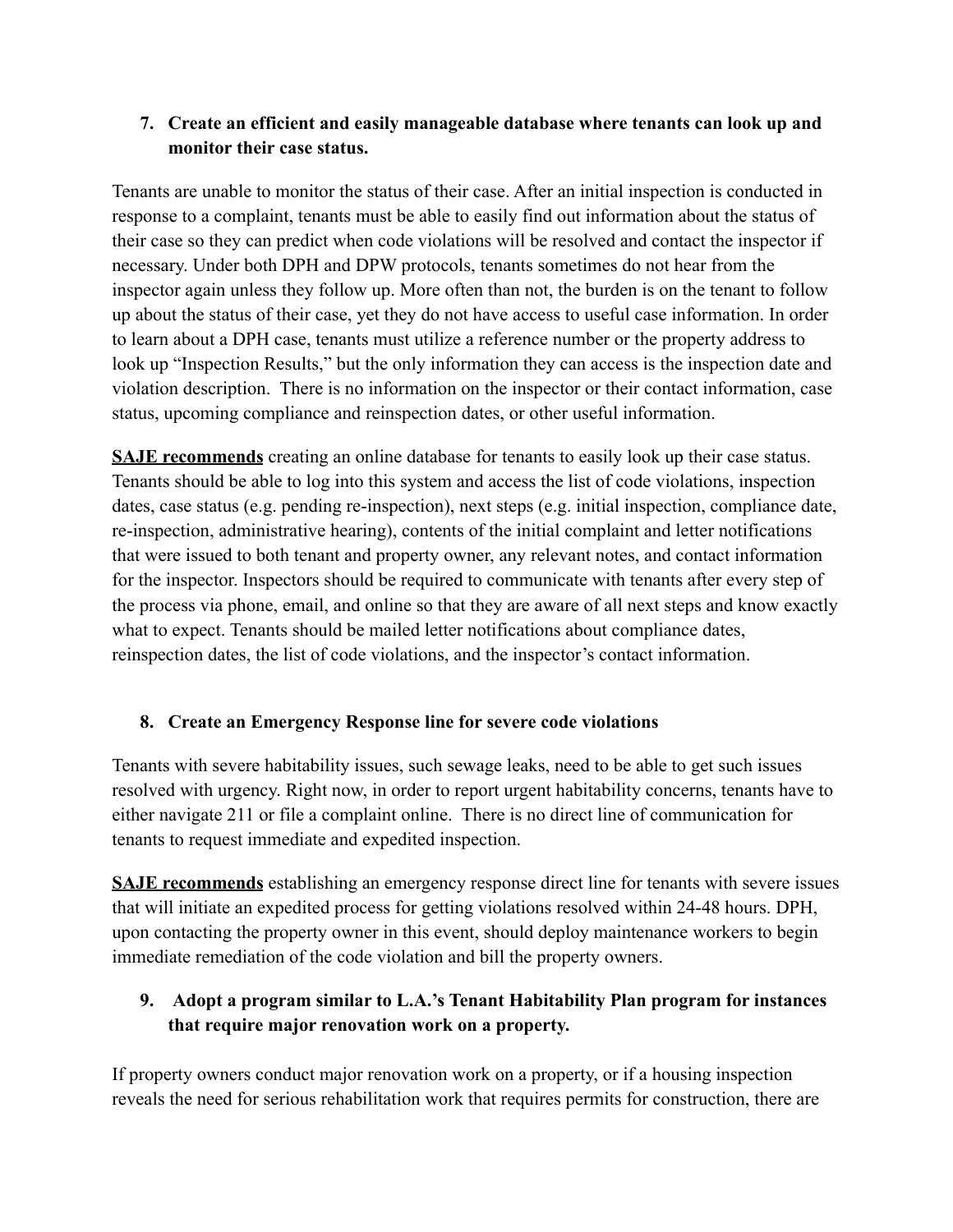7. **Create an efficient and easily manageable database where tenants can look up and monitor their case status.**

Tenants are unable to monitor the status of their case. After an initial inspection is conducted in response to a complaint, tenants must be able to easily find out information about the status of their case so they can predict when code violations will be resolved and contact the inspector if necessary. Under both DPH and DPW protocols, tenants sometimes do not hear from the inspector again unless they follow up. More often than not, the burden is on the tenant to follow up about the status of their case, yet they do not have access to useful case information. In order to learn about a DPH case, tenants must utilize a reference number or the property address to look up "Inspection Results," but the only information they can access is the inspection date and violation description. There is no information on the inspector or their contact information, case status, upcoming compliance and reinspection dates, or other useful information.

**SAJE recommends** creating an online database for tenants to easily look up their case status. Tenants should be able to log into this system and access the list of code violations, inspection dates, case status (e.g. pending re-inspection), next steps (e.g. initial inspection, compliance date, re-inspection, administrative hearing), contents of the initial complaint and letter notifications that were issued to both tenant and property owner, any relevant notes, and contact information for the inspector. Inspectors should be required to communicate with tenants after every step of the process via phone, email, and online so that they are aware of all next steps and know exactly what to expect. Tenants should be mailed letter notifications about compliance dates, reinspection dates, the list of code violations, and the inspector's contact information.

8. **Create an Emergency Response line for severe code violations**

Tenants with severe habitability issues, such sewage leaks, need to be able to get such issues resolved with urgency. Right now, in order to report urgent habitability concerns, tenants have to either navigate 211 or file a complaint online. There is no direct line of communication for tenants to request immediate and expedited inspection.

**SAJE recommends** establishing an emergency response direct line for tenants with severe issues that will initiate an expedited process for getting violations resolved within 24-48 hours. DPH, upon contacting the property owner in this event, should deploy maintenance workers to begin immediate remediation of the code violation and bill the property owners.

9. **Adopt a program similar to L.A.'s Tenant Habitability Plan program for instances that require major renovation work on a property.**

If property owners conduct major renovation work on a property, or if a housing inspection reveals the need for serious rehabilitation work that requires permits for construction, there are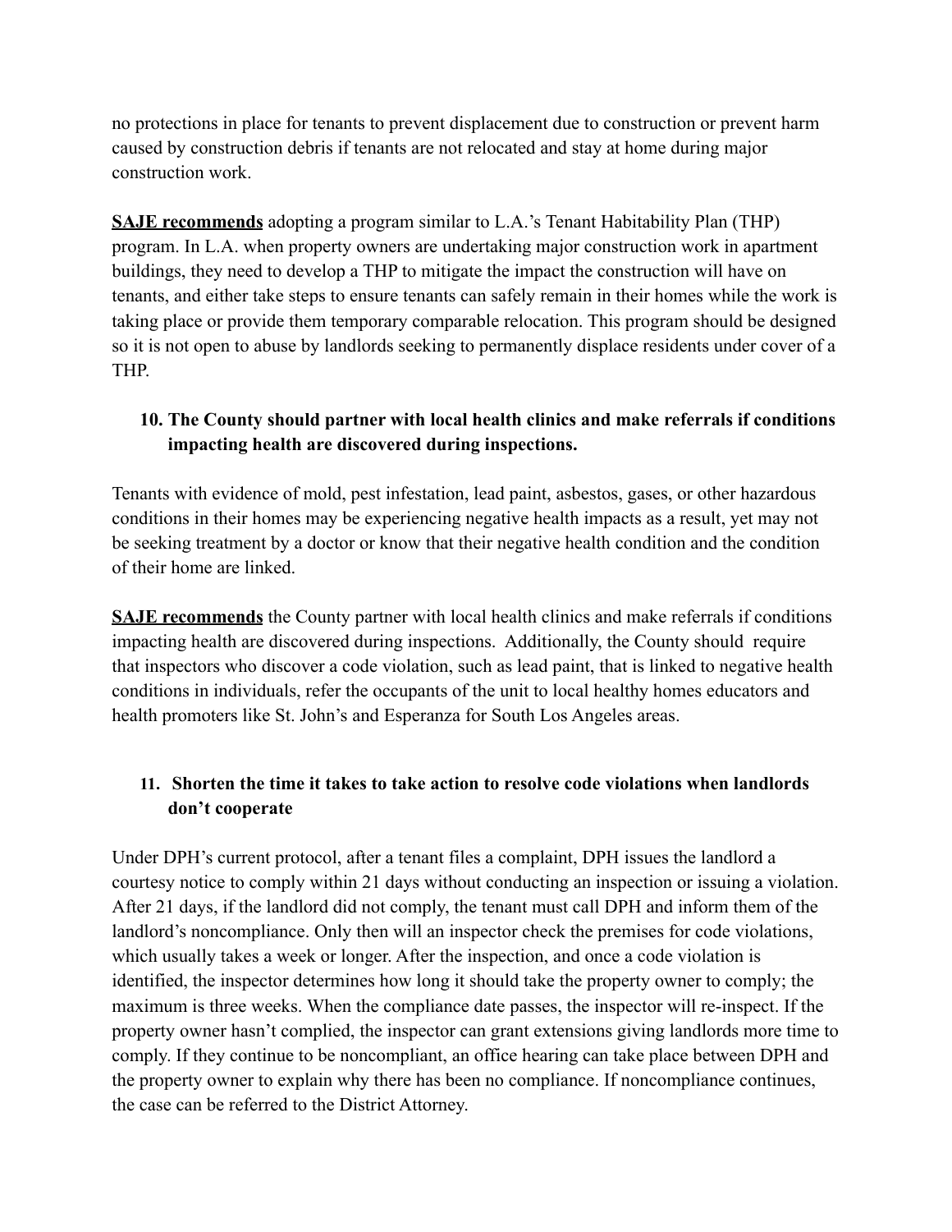no protections in place for tenants to prevent displacement due to construction or prevent harm caused by construction debris if tenants are not relocated and stay at home during major construction work.

**SAJE recommends** adopting a program similar to L.A.'s Tenant Habitability Plan (THP) program. In L.A. when property owners are undertaking major construction work in apartment buildings, they need to develop a THP to mitigate the impact the construction will have on tenants, and either take steps to ensure tenants can safely remain in their homes while the work is taking place or provide them temporary comparable relocation. This program should be designed so it is not open to abuse by landlords seeking to permanently displace residents under cover of a THP.

### 10. The County should partner with local health clinics and make referrals if conditions impacting health are discovered during inspections.

Tenants with evidence of mold, pest infestation, lead paint, asbestos, gases, or other hazardous conditions in their homes may be experiencing negative health impacts as a result, yet may not be seeking treatment by a doctor or know that their negative health condition and the condition of their home are linked.

**SAJE recommends** the County partner with local health clinics and make referrals if conditions impacting health are discovered during inspections. Additionally, the County should require that inspectors who discover a code violation, such as lead paint, that is linked to negative health conditions in individuals, refer the occupants of the unit to local healthy homes educators and health promoters like St. John's and Esperanza for South Los Angeles areas.

### 11. Shorten the time it takes to take action to resolve code violations when landlords don't cooperate

Under DPH's current protocol, after a tenant files a complaint, DPH issues the landlord a courtesy notice to comply within 21 days without conducting an inspection or issuing a violation. After 21 days, if the landlord did not comply, the tenant must call DPH and inform them of the landlord's noncompliance. Only then will an inspector check the premises for code violations, which usually takes a week or longer. After the inspection, and once a code violation is identified, the inspector determines how long it should take the property owner to comply; the maximum is three weeks. When the compliance date passes, the inspector will re-inspect. If the property owner hasn't complied, the inspector can grant extensions giving landlords more time to comply. If they continue to be noncompliant, an office hearing can take place between DPH and the property owner to explain why there has been no compliance. If noncompliance continues, the case can be referred to the District Attorney.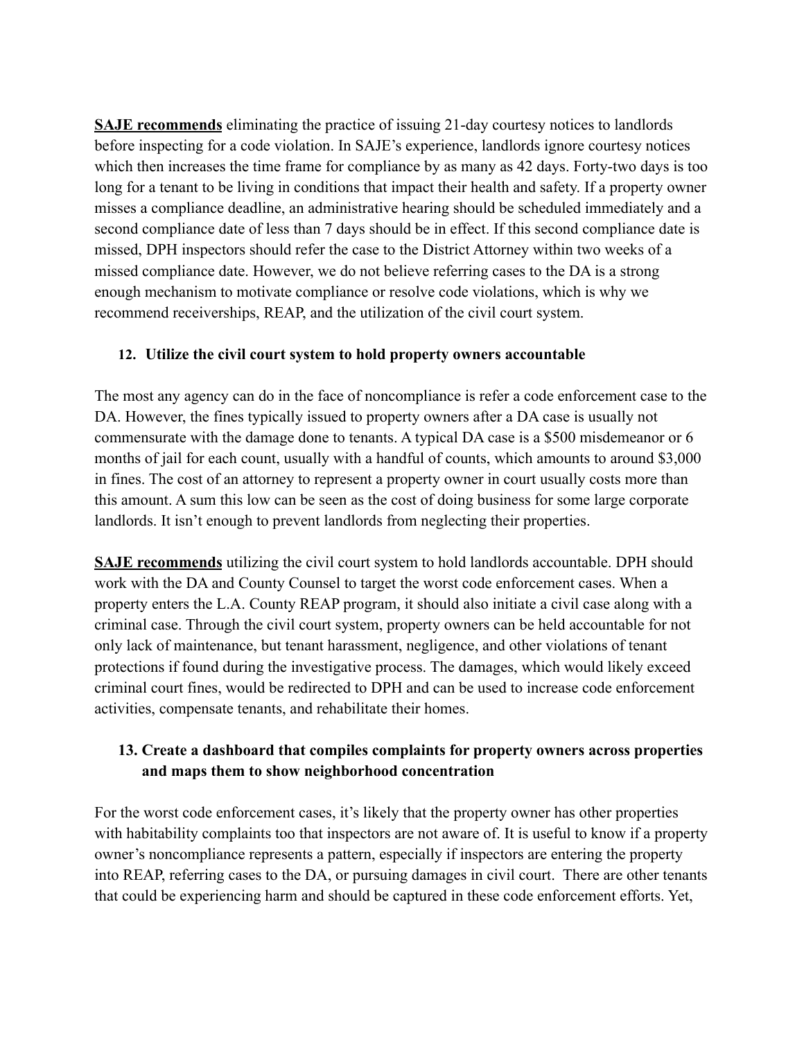**SAJE recommends** eliminating the practice of issuing 21-day courtesy notices to landlords before inspecting for a code violation. In SAJE's experience, landlords ignore courtesy notices which then increases the time frame for compliance by as many as 42 days. Forty-two days is too long for a tenant to be living in conditions that impact their health and safety. If a property owner misses a compliance deadline, an administrative hearing should be scheduled immediately and a second compliance date of less than 7 days should be in effect. If this second compliance date is missed, DPH inspectors should refer the case to the District Attorney within two weeks of a missed compliance date. However, we do not believe referring cases to the DA is a strong enough mechanism to motivate compliance or resolve code violations, which is why we recommend receiverships, REAP, and the utilization of the civil court system.

### 12. Utilize the civil court system to hold property owners accountable

The most any agency can do in the face of noncompliance is refer a code enforcement case to the DA. However, the fines typically issued to property owners after a DA case is usually not commensurate with the damage done to tenants. A typical DA case is a $500 misdemeanor or 6 months of jail for each count, usually with a handful of counts, which amounts to around $3,000 in fines. The cost of an attorney to represent a property owner in court usually costs more than this amount. A sum this low can be seen as the cost of doing business for some large corporate landlords. It isn't enough to prevent landlords from neglecting their properties.

**SAJE recommends** utilizing the civil court system to hold landlords accountable. DPH should work with the DA and County Counsel to target the worst code enforcement cases. When a property enters the L.A. County REAP program, it should also initiate a civil case along with a criminal case. Through the civil court system, property owners can be held accountable for not only lack of maintenance, but tenant harassment, negligence, and other violations of tenant protections if found during the investigative process. The damages, which would likely exceed criminal court fines, would be redirected to DPH and can be used to increase code enforcement activities, compensate tenants, and rehabilitate their homes.

### 13. Create a dashboard that compiles complaints for property owners across properties and maps them to show neighborhood concentration

For the worst code enforcement cases, it's likely that the property owner has other properties with habitability complaints too that inspectors are not aware of. It is useful to know if a property owner's noncompliance represents a pattern, especially if inspectors are entering the property into REAP, referring cases to the DA, or pursuing damages in civil court. There are other tenants that could be experiencing harm and should be captured in these code enforcement efforts. Yet,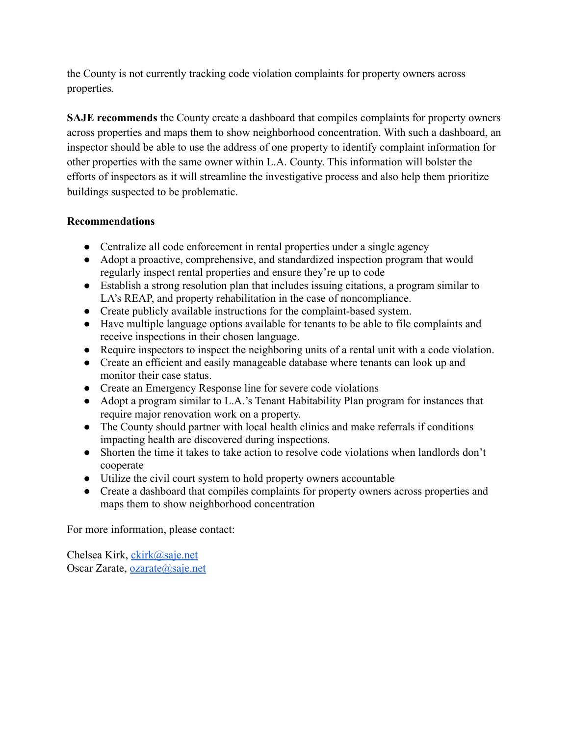the County is not currently tracking code violation complaints for property owners across properties.

**SAJE recommends** the County create a dashboard that compiles complaints for property owners across properties and maps them to show neighborhood concentration. With such a dashboard, an inspector should be able to use the address of one property to identify complaint information for other properties with the same owner within L.A. County. This information will bolster the efforts of inspectors as it will streamline the investigative process and also help them prioritize buildings suspected to be problematic.

**Recommendations**

- Centralize all code enforcement in rental properties under a single agency
- Adopt a proactive, comprehensive, and standardized inspection program that would regularly inspect rental properties and ensure they're up to code
- Establish a strong resolution plan that includes issuing citations, a program similar to LA's REAP, and property rehabilitation in the case of noncompliance.
- Create publicly available instructions for the complaint-based system.
- Have multiple language options available for tenants to be able to file complaints and receive inspections in their chosen language.
- Require inspectors to inspect the neighboring units of a rental unit with a code violation.
- Create an efficient and easily manageable database where tenants can look up and monitor their case status.
- Create an Emergency Response line for severe code violations
- Adopt a program similar to L.A.'s Tenant Habitability Plan program for instances that require major renovation work on a property.
- The County should partner with local health clinics and make referrals if conditions impacting health are discovered during inspections.
- Shorten the time it takes to take action to resolve code violations when landlords don't cooperate
- Utilize the civil court system to hold property owners accountable
- Create a dashboard that compiles complaints for property owners across properties and maps them to show neighborhood concentration

For more information, please contact:

Chelsea Kirk, ckirk@saje.net
Oscar Zarate, ozarate@saje.net